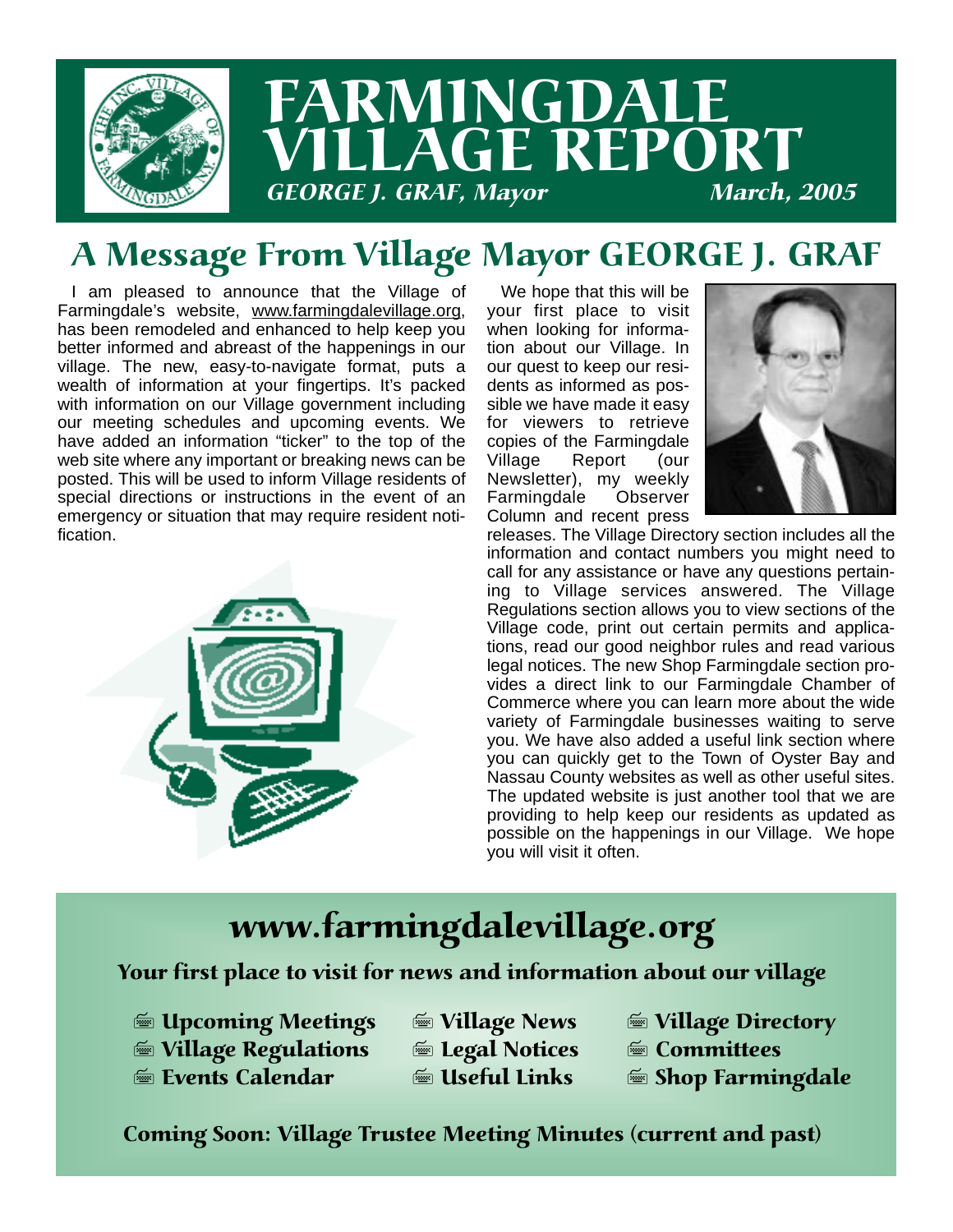# FARMINGDALE VILLAGE REPORT

*GEORGE J. GRAF, Mayor* *March, 2005*

## A Message From Village Mayor GEORGE J. GRAF

I am pleased to announce that the Village of Farmingdale's website, www.farmingdalevillage.org, has been remodeled and enhanced to help keep you better informed and abreast of the happenings in our village. The new, easy-to-navigate format, puts a wealth of information at your fingertips. It's packed with information on our Village government including our meeting schedules and upcoming events. We have added an information "ticker" to the top of the web site where any important or breaking news can be posted. This will be used to inform Village residents of special directions or instructions in the event of an emergency or situation that may require resident notification.

We hope that this will be your first place to visit when looking for information about our Village. In our quest to keep our residents as informed as possible we have made it easy for viewers to retrieve copies of the Farmingdale Village Report (our Newsletter), my weekly Farmingdale Observer Column and recent press releases. The Village Directory section includes all the information and contact numbers you might need to call for any assistance or have any questions pertaining to Village services answered. The Village Regulations section allows you to view sections of the Village code, print out certain permits and applications, read our good neighbor rules and read various legal notices. The new Shop Farmingdale section provides a direct link to our Farmingdale Chamber of Commerce where you can learn more about the wide variety of Farmingdale businesses waiting to serve you. We have also added a useful link section where you can quickly get to the Town of Oyster Bay and Nassau County websites as well as other useful sites. The updated website is just another tool that we are providing to help keep our residents as updated as possible on the happenings in our Village. We hope you will visit it often.

## www.farmingdalevillage.org

**Your first place to visit for news and information about our village**

- Upcoming Meetings
- Village Regulations
- Events Calendar
- Village News
- Legal Notices
- Useful Links
- Village Directory
- Committees
- Shop Farmingdale

**Coming Soon: Village Trustee Meeting Minutes (current and past)**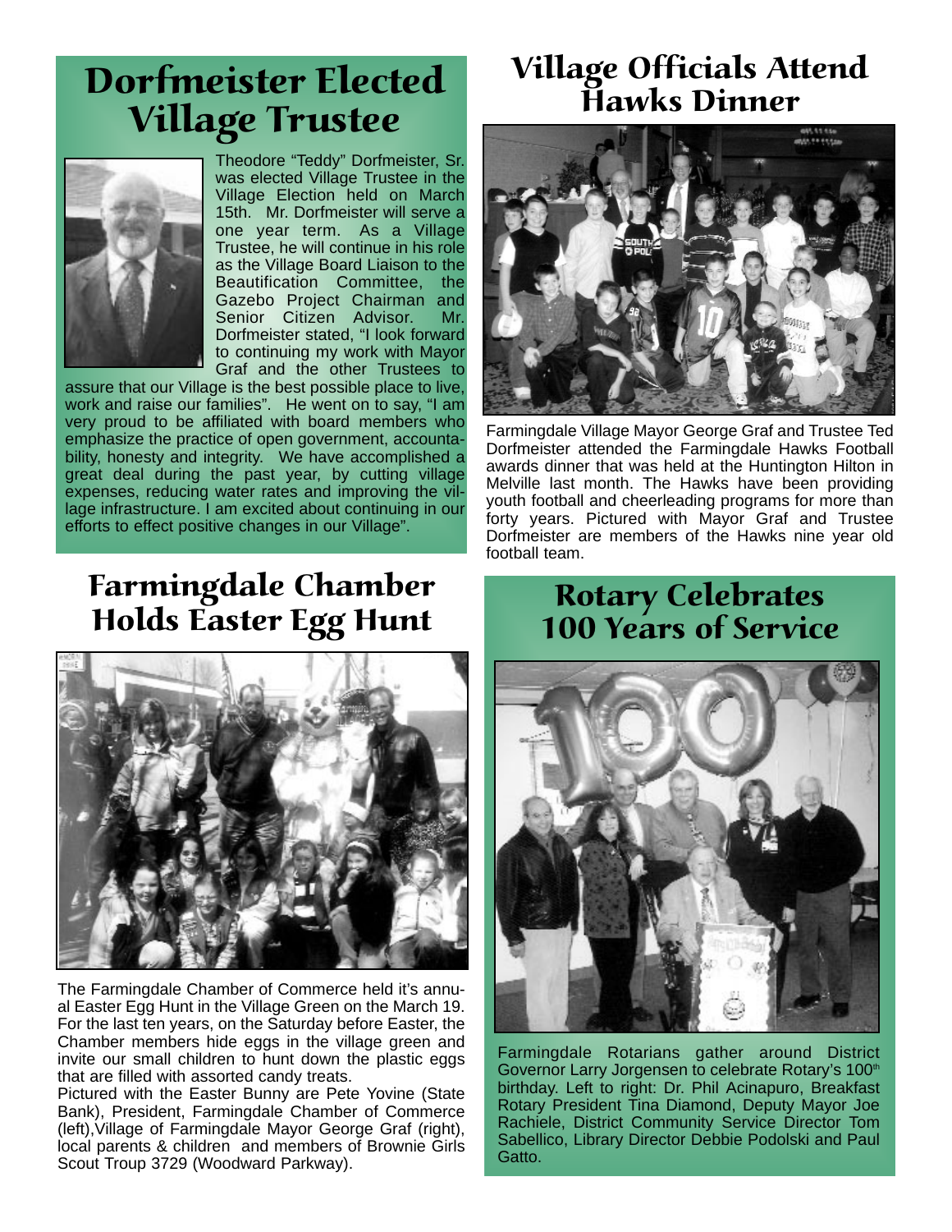# Dorfmeister Elected Village Trustee

Theodore "Teddy" Dorfmeister, Sr. was elected Village Trustee in the Village Election held on March 15th. Mr. Dorfmeister will serve a one year term. As a Village Trustee, he will continue in his role as the Village Board Liaison to the Beautification Committee, the Gazebo Project Chairman and Senior Citizen Advisor. Mr. Dorfmeister stated, "I look forward to continuing my work with Mayor Graf and the other Trustees to assure that our Village is the best possible place to live, work and raise our families". He went on to say, "I am very proud to be affiliated with board members who emphasize the practice of open government, accountability, honesty and integrity. We have accomplished a great deal during the past year, by cutting village expenses, reducing water rates and improving the village infrastructure. I am excited about continuing in our efforts to effect positive changes in our Village".

# Village Officials Attend Hawks Dinner

Farmingdale Village Mayor George Graf and Trustee Ted Dorfmeister attended the Farmingdale Hawks Football awards dinner that was held at the Huntington Hilton in Melville last month. The Hawks have been providing youth football and cheerleading programs for more than forty years. Pictured with Mayor Graf and Trustee Dorfmeister are members of the Hawks nine year old football team.

# Farmingdale Chamber Holds Easter Egg Hunt

The Farmingdale Chamber of Commerce held it's annual Easter Egg Hunt in the Village Green on the March 19. For the last ten years, on the Saturday before Easter, the Chamber members hide eggs in the village green and invite our small children to hunt down the plastic eggs that are filled with assorted candy treats.

Pictured with the Easter Bunny are Pete Yovine (State Bank), President, Farmingdale Chamber of Commerce (left),Village of Farmingdale Mayor George Graf (right), local parents & children and members of Brownie Girls Scout Troup 3729 (Woodward Parkway).

# Rotary Celebrates 100 Years of Service

Farmingdale Rotarians gather around District Governor Larry Jorgensen to celebrate Rotary's 100th birthday. Left to right: Dr. Phil Acinapuro, Breakfast Rotary President Tina Diamond, Deputy Mayor Joe Rachiele, District Community Service Director Tom Sabellico, Library Director Debbie Podolski and Paul Gatto.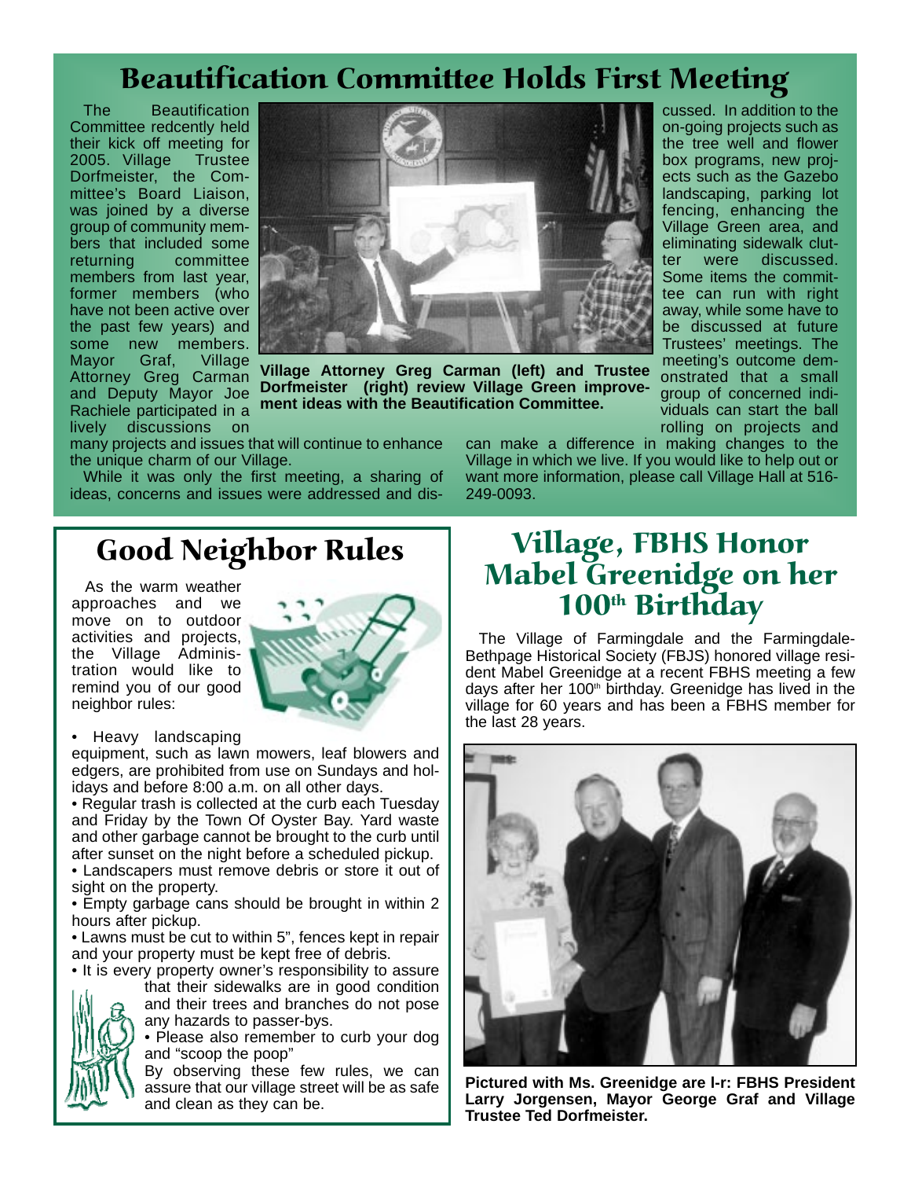## Beautification Committee Holds First Meeting

The Beautification Committee redcently held their kick off meeting for 2005. Village Trustee Dorfmeister, the Committee's Board Liaison, was joined by a diverse group of community members that included some returning committee members from last year, former members (who have not been active over the past few years) and some new members. Mayor Graf, Village Attorney Greg Carman and Deputy Mayor Joe Rachiele participated in a lively discussions on many projects and issues that will continue to enhance the unique charm of our Village.

While it was only the first meeting, a sharing of ideas, concerns and issues were addressed and discussed. In addition to the on-going projects such as the tree well and flower box programs, new projects such as the Gazebo landscaping, parking lot fencing, enhancing the Village Green area, and eliminating sidewalk clutter were discussed. Some items the committee can run with right away, while some have to be discussed at future Trustees' meetings. The meeting's outcome demonstrated that a small group of concerned individuals can start the ball rolling on projects and can make a difference in making changes to the Village in which we live. If you would like to help out or want more information, please call Village Hall at 516-249-0093.

**Village Attorney Greg Carman (left) and Trustee Dorfmeister (right) review Village Green improvement ideas with the Beautification Committee.**

## Good Neighbor Rules

As the warm weather approaches and we move on to outdoor activities and projects, the Village Administration would like to remind you of our good neighbor rules:

- Heavy landscaping equipment, such as lawn mowers, leaf blowers and edgers, are prohibited from use on Sundays and holidays and before 8:00 a.m. on all other days.
- Regular trash is collected at the curb each Tuesday and Friday by the Town Of Oyster Bay. Yard waste and other garbage cannot be brought to the curb until after sunset on the night before a scheduled pickup.
- Landscapers must remove debris or store it out of sight on the property.
- Empty garbage cans should be brought in within 2 hours after pickup.
- Lawns must be cut to within 5", fences kept in repair and your property must be kept free of debris.
- It is every property owner's responsibility to assure that their sidewalks are in good condition and their trees and branches do not pose any hazards to passer-bys.
- Please also remember to curb your dog and "scoop the poop"

By observing these few rules, we can assure that our village street will be as safe and clean as they can be.

## Village, FBHS Honor Mabel Greenidge on her 100th Birthday

The Village of Farmingdale and the Farmingdale-Bethpage Historical Society (FBJS) honored village resident Mabel Greenidge at a recent FBHS meeting a few days after her 100th birthday. Greenidge has lived in the village for 60 years and has been a FBHS member for the last 28 years.

**Pictured with Ms. Greenidge are l-r: FBHS President Larry Jorgensen, Mayor George Graf and Village Trustee Ted Dorfmeister.**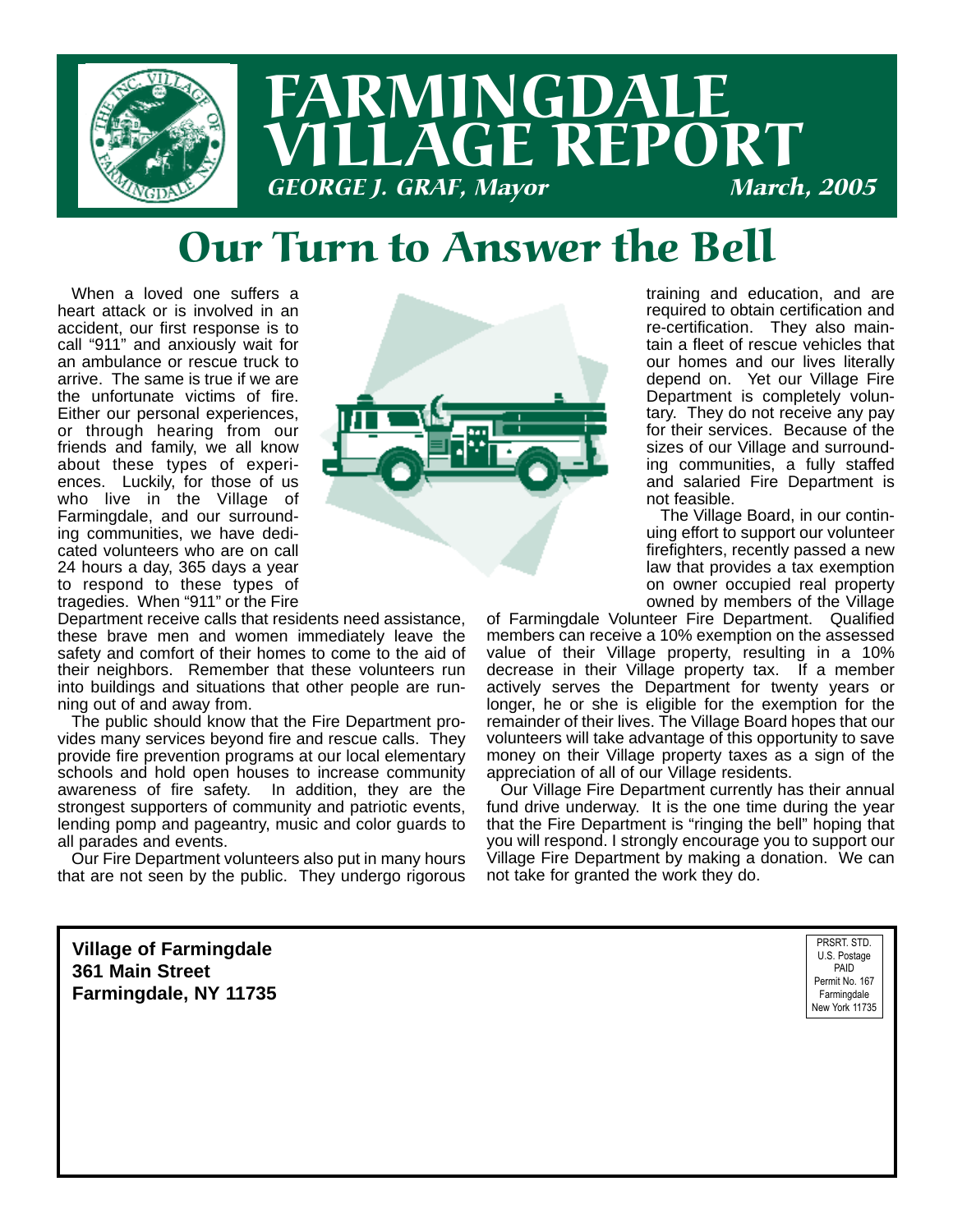# FARMINGDALE VILLAGE REPORT

*GEORGE J. GRAF, Mayor* *March, 2005*

# Our Turn to Answer the Bell

When a loved one suffers a heart attack or is involved in an accident, our first response is to call "911" and anxiously wait for an ambulance or rescue truck to arrive. The same is true if we are the unfortunate victims of fire. Either our personal experiences, or through hearing from our friends and family, we all know about these types of experiences. Luckily, for those of us who live in the Village of Farmingdale, and our surrounding communities, we have dedicated volunteers who are on call 24 hours a day, 365 days a year to respond to these types of tragedies. When "911" or the Fire Department receive calls that residents need assistance, these brave men and women immediately leave the safety and comfort of their homes to come to the aid of their neighbors. Remember that these volunteers run into buildings and situations that other people are running out of and away from.

The public should know that the Fire Department provides many services beyond fire and rescue calls. They provide fire prevention programs at our local elementary schools and hold open houses to increase community awareness of fire safety. In addition, they are the strongest supporters of community and patriotic events, lending pomp and pageantry, music and color guards to all parades and events.

Our Fire Department volunteers also put in many hours that are not seen by the public. They undergo rigorous training and education, and are required to obtain certification and re-certification. They also maintain a fleet of rescue vehicles that our homes and our lives literally depend on. Yet our Village Fire Department is completely voluntary. They do not receive any pay for their services. Because of the sizes of our Village and surrounding communities, a fully staffed and salaried Fire Department is not feasible.

The Village Board, in our continuing effort to support our volunteer firefighters, recently passed a new law that provides a tax exemption on owner occupied real property owned by members of the Village of Farmingdale Volunteer Fire Department. Qualified members can receive a 10% exemption on the assessed value of their Village property, resulting in a 10% decrease in their Village property tax. If a member actively serves the Department for twenty years or longer, he or she is eligible for the exemption for the remainder of their lives. The Village Board hopes that our volunteers will take advantage of this opportunity to save money on their Village property taxes as a sign of the appreciation of all of our Village residents.

Our Village Fire Department currently has their annual fund drive underway. It is the one time during the year that the Fire Department is "ringing the bell" hoping that you will respond. I strongly encourage you to support our Village Fire Department by making a donation. We can not take for granted the work they do.

**Village of Farmingdale**
**361 Main Street**
**Farmingdale, NY 11735**

PRSRT. STD.
U.S. Postage
PAID
Permit No. 167
Farmingdale
New York 11735